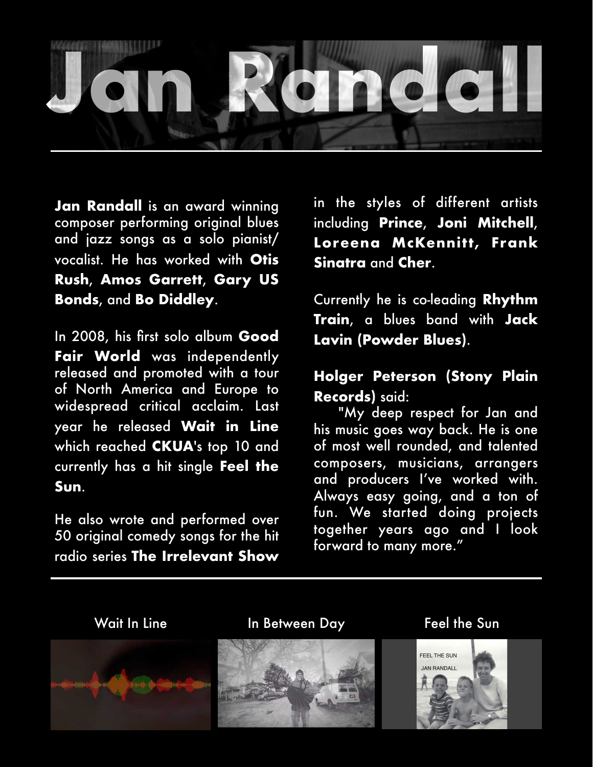# Jan Randall

**Jan Randall** is an award winning composer performing original blues and jazz songs as a solo pianist/ vocalist. He has worked with **Otis Rush**, **Amos Garrett**, **Gary US Bonds**, and **Bo Diddley**.

In 2008, his first solo album **Good Fair World** was independently released and promoted with a tour of North America and Europe to widespread critical acclaim. Last year he released **Wait in Line** which reached **CKUA**'s top 10 and currently has a hit single **Feel the Sun**.

He also wrote and performed over 50 original comedy songs for the hit radio series **The Irrelevant Show** in the styles of different artists including **Prince**, **Joni Mitchell**, **Loreena McKennitt, Frank Sinatra** and **Cher**.

Currently he is co-leading **Rhythm Train**, a blues band with **Jack Lavin (Powder Blues)**.

**Holger Peterson (Stony Plain Records)** said:

"My deep respect for Jan and his music goes way back. He is one of most well rounded, and talented composers, musicians, arrangers and producers I've worked with. Always easy going, and a ton of fun. We started doing projects together years ago and I look forward to many more."

Wait In Line

In Between Day

Feel the Sun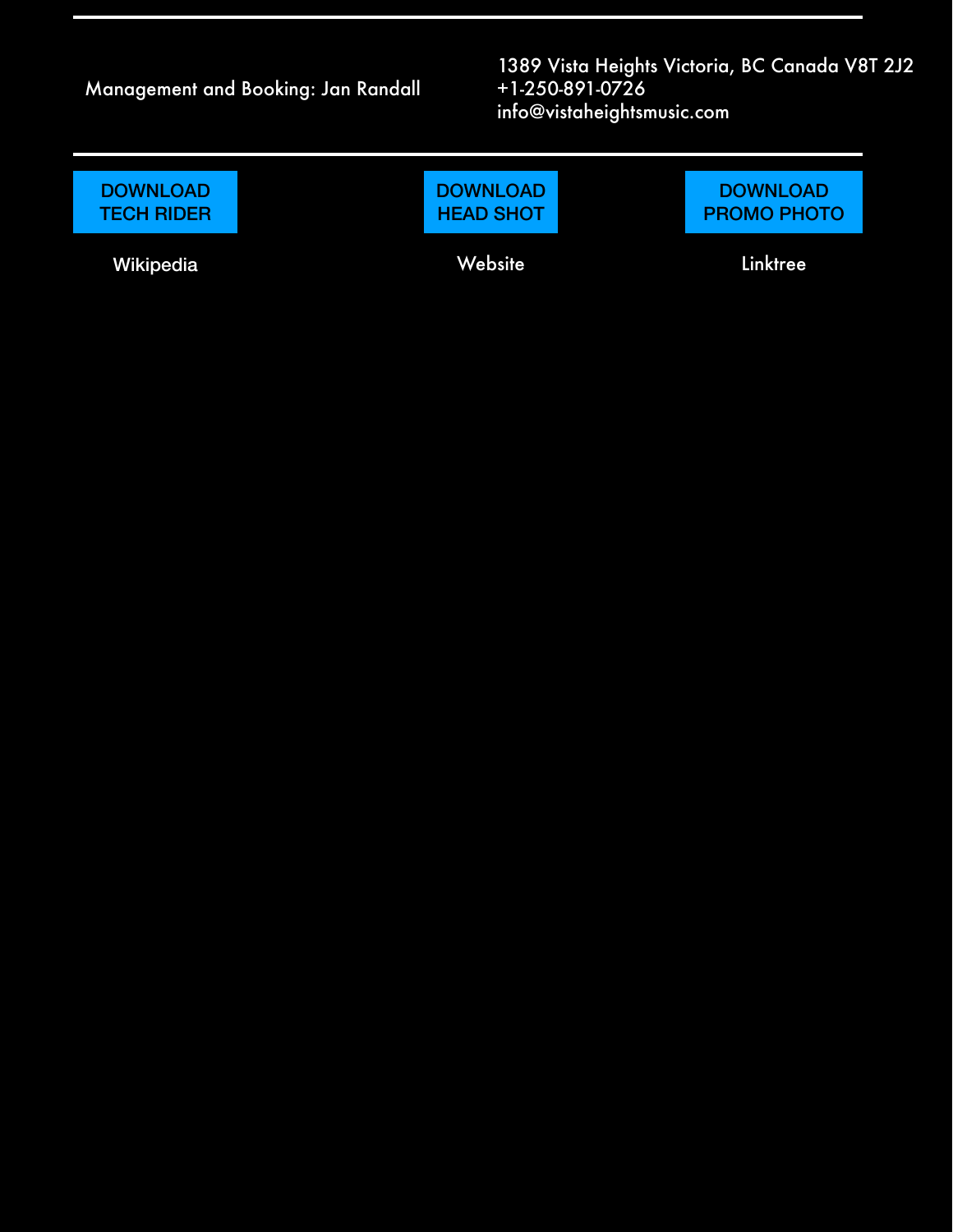---

Management and Booking: Jan Randall

1389 Vista Heights Victoria, BC Canada V8T 2J2
+1-250-891-0726
info@vistaheightsmusic.com

---

DOWNLOAD TECH RIDER

DOWNLOAD HEAD SHOT

DOWNLOAD PROMO PHOTO

Wikipedia

Website

Linktree